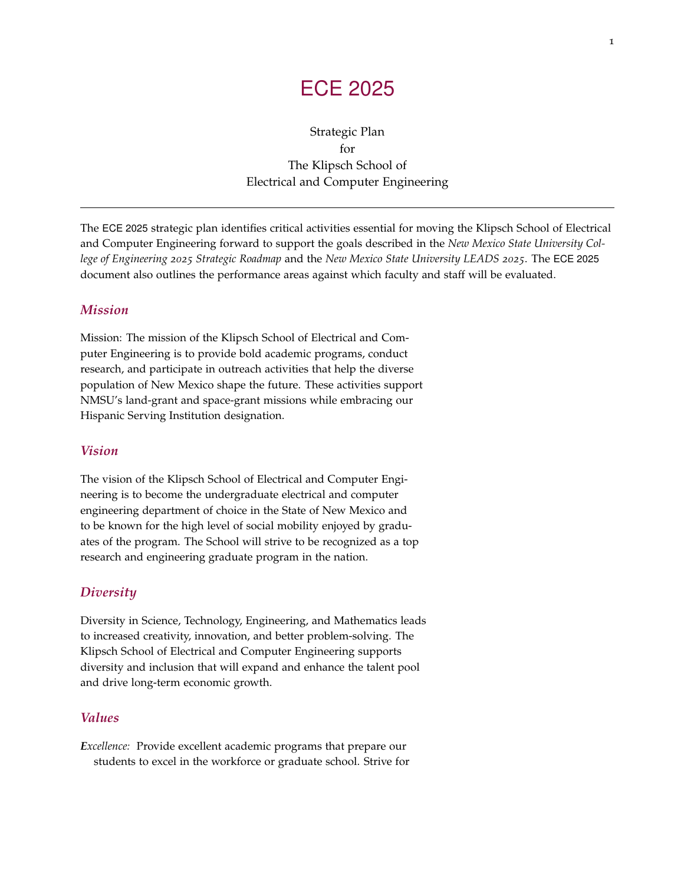# ECE 2025

Strategic Plan
for
The Klipsch School of
Electrical and Computer Engineering

---

The ECE 2025 strategic plan identifies critical activities essential for moving the Klipsch School of Electrical and Computer Engineering forward to support the goals described in the *New Mexico State University College of Engineering 2025 Strategic Roadmap* and the *New Mexico State University LEADS 2025*. The ECE 2025 document also outlines the performance areas against which faculty and staff will be evaluated.

## *Mission*

Mission: The mission of the Klipsch School of Electrical and Computer Engineering is to provide bold academic programs, conduct research, and participate in outreach activities that help the diverse population of New Mexico shape the future. These activities support NMSU's land-grant and space-grant missions while embracing our Hispanic Serving Institution designation.

## *Vision*

The vision of the Klipsch School of Electrical and Computer Engineering is to become the undergraduate electrical and computer engineering department of choice in the State of New Mexico and to be known for the high level of social mobility enjoyed by graduates of the program. The School will strive to be recognized as a top research and engineering graduate program in the nation.

## *Diversity*

Diversity in Science, Technology, Engineering, and Mathematics leads to increased creativity, innovation, and better problem-solving. The Klipsch School of Electrical and Computer Engineering supports diversity and inclusion that will expand and enhance the talent pool and drive long-term economic growth.

## *Values*

*Excellence:* Provide excellent academic programs that prepare our students to excel in the workforce or graduate school. Strive for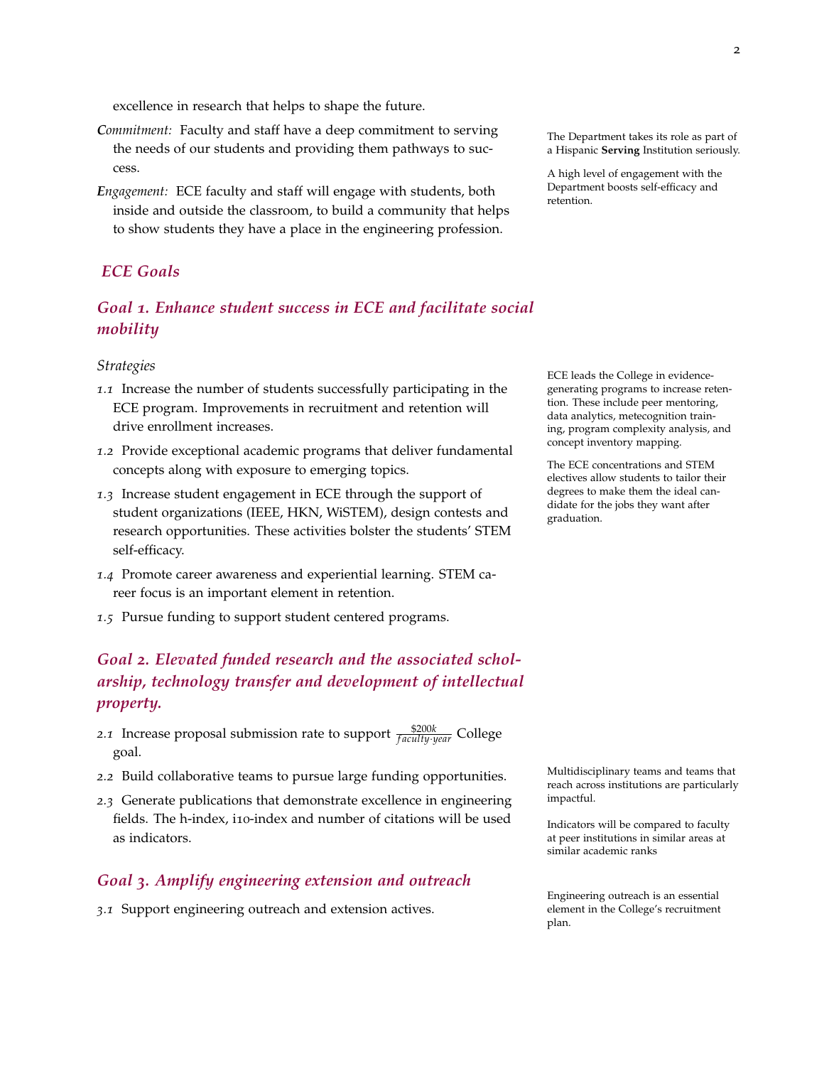excellence in research that helps to shape the future.

***C**ommitment:* Faculty and staff have a deep commitment to serving the needs of our students and providing them pathways to success.

***E**ngagement:* ECE faculty and staff will engage with students, both inside and outside the classroom, to build a community that helps to show students they have a place in the engineering profession.

The Department takes its role as part of a Hispanic **Serving** Institution seriously.

A high level of engagement with the Department boosts self-efficacy and retention.

## ECE Goals

### Goal 1. Enhance student success in ECE and facilitate social mobility

*Strategies*

*1.1* Increase the number of students successfully participating in the ECE program. Improvements in recruitment and retention will drive enrollment increases.

*1.2* Provide exceptional academic programs that deliver fundamental concepts along with exposure to emerging topics.

*1.3* Increase student engagement in ECE through the support of student organizations (IEEE, HKN, WiSTEM), design contests and research opportunities. These activities bolster the students' STEM self-efficacy.

*1.4* Promote career awareness and experiential learning. STEM career focus is an important element in retention.

*1.5* Pursue funding to support student centered programs.

ECE leads the College in evidence-generating programs to increase retention. These include peer mentoring, data analytics, metecognition training, program complexity analysis, and concept inventory mapping.

The ECE concentrations and STEM electives allow students to tailor their degrees to make them the ideal candidate for the jobs they want after graduation.

### Goal 2. Elevated funded research and the associated scholarship, technology transfer and development of intellectual property.

*2.1* Increase proposal submission rate to support $\frac{\$200k}{faculty \cdot year}$ College goal.

*2.2* Build collaborative teams to pursue large funding opportunities.

*2.3* Generate publications that demonstrate excellence in engineering fields. The h-index, i10-index and number of citations will be used as indicators.

Multidisciplinary teams and teams that reach across institutions are particularly impactful.

Indicators will be compared to faculty at peer institutions in similar areas at similar academic ranks

### Goal 3. Amplify engineering extension and outreach

*3.1* Support engineering outreach and extension actives.

Engineering outreach is an essential element in the College's recruitment plan.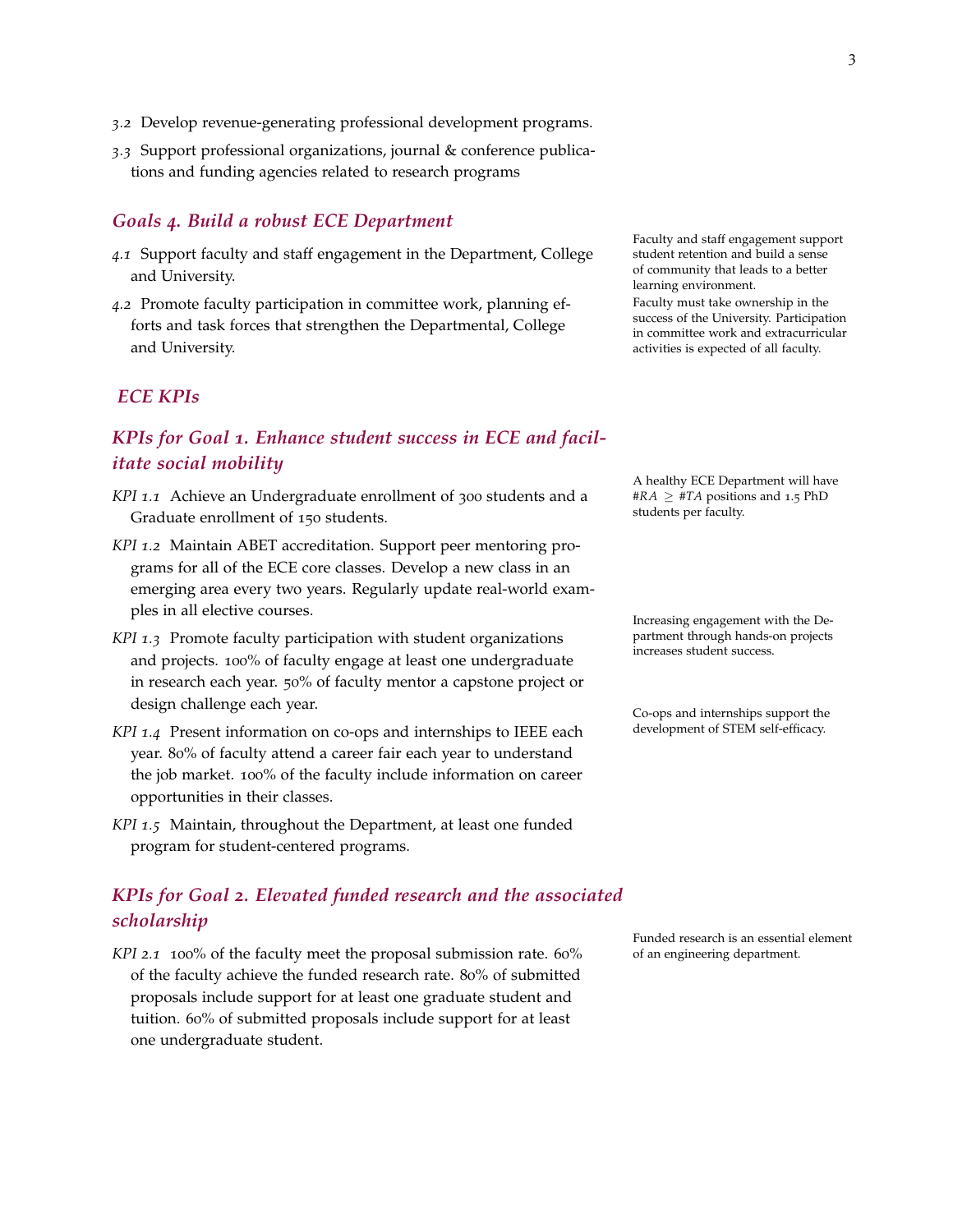*3.2* Develop revenue-generating professional development programs.

*3.3* Support professional organizations, journal & conference publications and funding agencies related to research programs

### *Goals 4. Build a robust ECE Department*

*4.1* Support faculty and staff engagement in the Department, College and University.

*4.2* Promote faculty participation in committee work, planning efforts and task forces that strengthen the Departmental, College and University.

Faculty and staff engagement support student retention and build a sense of community that leads to a better learning environment.

Faculty must take ownership in the success of the University. Participation in committee work and extracurricular activities is expected of all faculty.

## *ECE KPIs*

### *KPIs for Goal 1. Enhance student success in ECE and facilitate social mobility*

A healthy ECE Department will have $\#RA \geq \#TA$ positions and 1.5 PhD students per faculty.

*KPI 1.1* Achieve an Undergraduate enrollment of 300 students and a Graduate enrollment of 150 students.

*KPI 1.2* Maintain ABET accreditation. Support peer mentoring programs for all of the ECE core classes. Develop a new class in an emerging area every two years. Regularly update real-world examples in all elective courses.

*KPI 1.3* Promote faculty participation with student organizations and projects. 100% of faculty engage at least one undergraduate in research each year. 50% of faculty mentor a capstone project or design challenge each year.

Increasing engagement with the Department through hands-on projects increases student success.

*KPI 1.4* Present information on co-ops and internships to IEEE each year. 80% of faculty attend a career fair each year to understand the job market. 100% of the faculty include information on career opportunities in their classes.

Co-ops and internships support the development of STEM self-efficacy.

*KPI 1.5* Maintain, throughout the Department, at least one funded program for student-centered programs.

### *KPIs for Goal 2. Elevated funded research and the associated scholarship*

Funded research is an essential element of an engineering department.

*KPI 2.1* 100% of the faculty meet the proposal submission rate. 60% of the faculty achieve the funded research rate. 80% of submitted proposals include support for at least one graduate student and tuition. 60% of submitted proposals include support for at least one undergraduate student.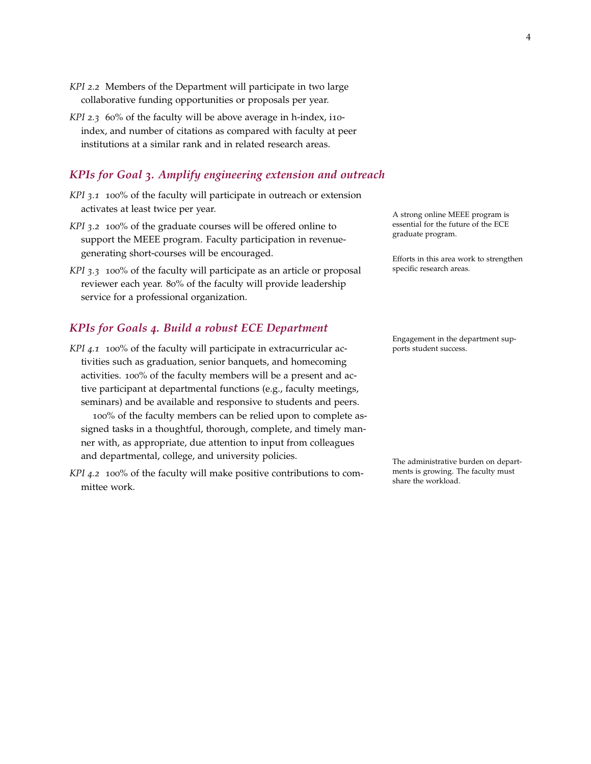*KPI 2.2* Members of the Department will participate in two large collaborative funding opportunities or proposals per year.

*KPI 2.3* 60% of the faculty will be above average in h-index, i10-index, and number of citations as compared with faculty at peer institutions at a similar rank and in related research areas.

## *KPIs for Goal 3. Amplify engineering extension and outreach*

*KPI 3.1* 100% of the faculty will participate in outreach or extension activates at least twice per year.

*KPI 3.2* 100% of the graduate courses will be offered online to support the MEEE program. Faculty participation in revenue-generating short-courses will be encouraged.

A strong online MEEE program is essential for the future of the ECE graduate program.

*KPI 3.3* 100% of the faculty will participate as an article or proposal reviewer each year. 80% of the faculty will provide leadership service for a professional organization.

Efforts in this area work to strengthen specific research areas.

## *KPIs for Goals 4. Build a robust ECE Department*

*KPI 4.1* 100% of the faculty will participate in extracurricular activities such as graduation, senior banquets, and homecoming activities. 100% of the faculty members will be a present and active participant at departmental functions (e.g., faculty meetings, seminars) and be available and responsive to students and peers.

Engagement in the department supports student success.

100% of the faculty members can be relied upon to complete assigned tasks in a thoughtful, thorough, complete, and timely manner with, as appropriate, due attention to input from colleagues and departmental, college, and university policies.

*KPI 4.2* 100% of the faculty will make positive contributions to committee work.

The administrative burden on departments is growing. The faculty must share the workload.